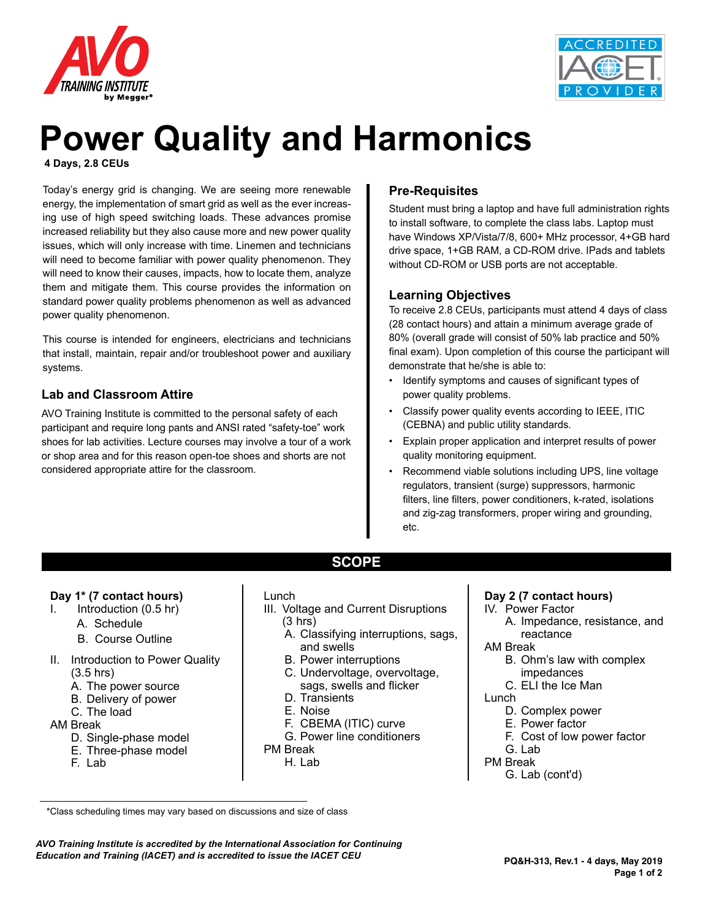# Power Quality and Harmonics

**4 Days, 2.8 CEUs**

Today's energy grid is changing. We are seeing more renewable energy, the implementation of smart grid as well as the ever increasing use of high speed switching loads. These advances promise increased reliability but they also cause more and new power quality issues, which will only increase with time. Linemen and technicians will need to become familiar with power quality phenomenon. They will need to know their causes, impacts, how to locate them, analyze them and mitigate them. This course provides the information on standard power quality problems phenomenon as well as advanced power quality phenomenon.

This course is intended for engineers, electricians and technicians that install, maintain, repair and/or troubleshoot power and auxiliary systems.

## Lab and Classroom Attire

AVO Training Institute is committed to the personal safety of each participant and require long pants and ANSI rated "safety-toe" work shoes for lab activities. Lecture courses may involve a tour of a work or shop area and for this reason open-toe shoes and shorts are not considered appropriate attire for the classroom.

## Pre-Requisites

Student must bring a laptop and have full administration rights to install software, to complete the class labs. Laptop must have Windows XP/Vista/7/8, 600+ MHz processor, 4+GB hard drive space, 1+GB RAM, a CD-ROM drive. IPads and tablets without CD-ROM or USB ports are not acceptable.

## Learning Objectives

To receive 2.8 CEUs, participants must attend 4 days of class (28 contact hours) and attain a minimum average grade of 80% (overall grade will consist of 50% lab practice and 50% final exam). Upon completion of this course the participant will demonstrate that he/she is able to:

- Identify symptoms and causes of significant types of power quality problems.
- Classify power quality events according to IEEE, ITIC (CEBNA) and public utility standards.
- Explain proper application and interpret results of power quality monitoring equipment.
- Recommend viable solutions including UPS, line voltage regulators, transient (surge) suppressors, harmonic filters, line filters, power conditioners, k-rated, isolations and zig-zag transformers, proper wiring and grounding, etc.

## SCOPE

### Day 1* (7 contact hours)

I. Introduction (0.5 hr)
   - A. Schedule
   - B. Course Outline

II. Introduction to Power Quality (3.5 hrs)
   - A. The power source
   - B. Delivery of power
   - C. The load

AM Break
   - D. Single-phase model
   - E. Three-phase model
   - F. Lab

Lunch

III. Voltage and Current Disruptions (3 hrs)
   - A. Classifying interruptions, sags, and swells
   - B. Power interruptions
   - C. Undervoltage, overvoltage, sags, swells and flicker
   - D. Transients
   - E. Noise
   - F. CBEMA (ITIC) curve
   - G. Power line conditioners

PM Break
   - H. Lab

### Day 2 (7 contact hours)

IV. Power Factor
   - A. Impedance, resistance, and reactance

AM Break
   - B. Ohm's law with complex impedances
   - C. ELI the Ice Man

Lunch
   - D. Complex power
   - E. Power factor
   - F. Cost of low power factor
   - G. Lab

PM Break
   - G. Lab (cont'd)

*Class scheduling times may vary based on discussions and size of class

*AVO Training Institute is accredited by the International Association for Continuing Education and Training (IACET) and is accredited to issue the IACET CEU*

PQ&H-313, Rev.1 - 4 days, May 2019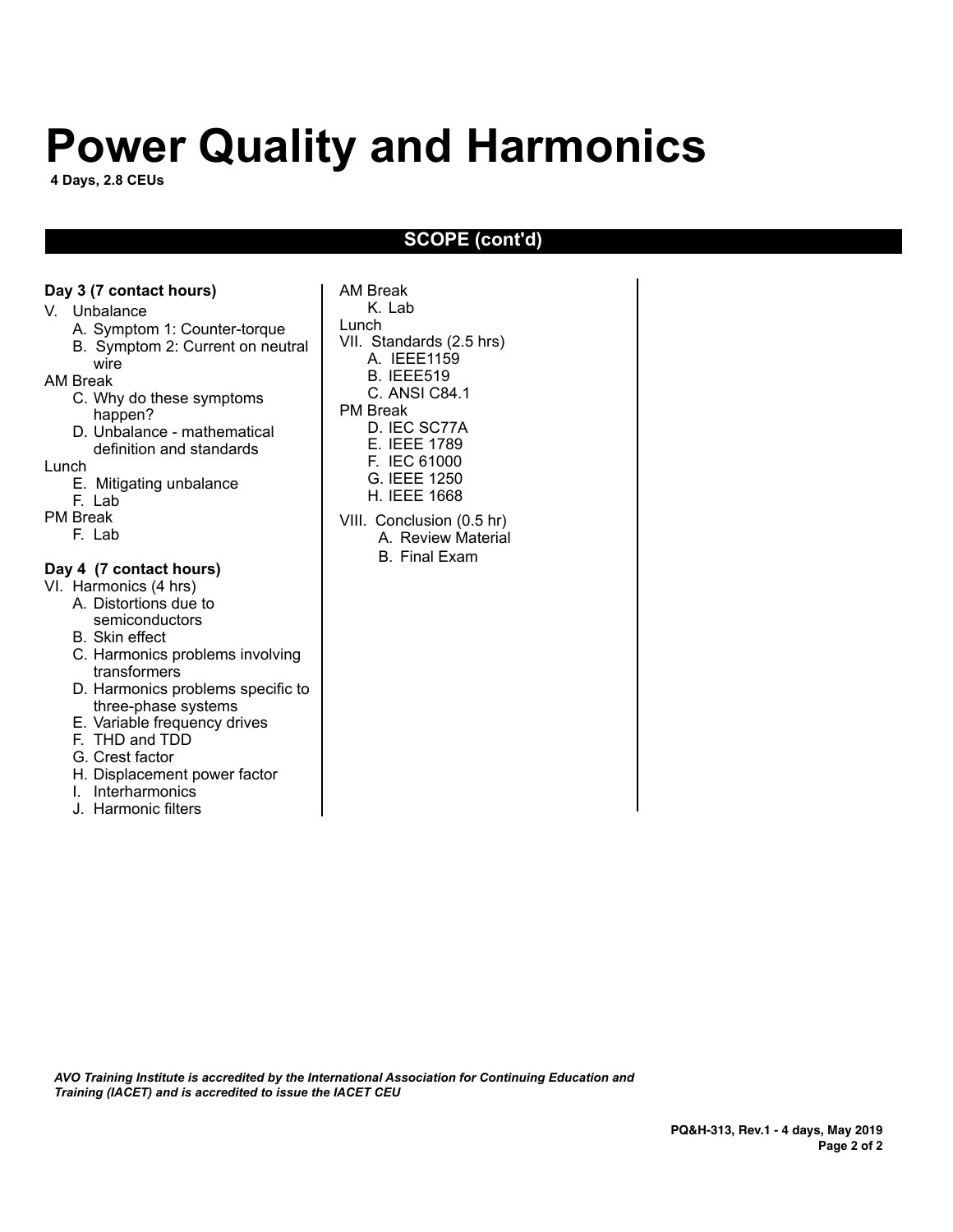# Power Quality and Harmonics

**4 Days, 2.8 CEUs**

## SCOPE (cont'd)

**Day 3 (7 contact hours)**

V. Unbalance
- A. Symptom 1: Counter-torque
- B. Symptom 2: Current on neutral wire

AM Break
- C. Why do these symptoms happen?
- D. Unbalance - mathematical definition and standards

Lunch
- E. Mitigating unbalance
- F. Lab

PM Break
- F. Lab

**Day 4 (7 contact hours)**

VI. Harmonics (4 hrs)
- A. Distortions due to semiconductors
- B. Skin effect
- C. Harmonics problems involving transformers
- D. Harmonics problems specific to three-phase systems
- E. Variable frequency drives
- F. THD and TDD
- G. Crest factor
- H. Displacement power factor
- I. Interharmonics
- J. Harmonic filters

AM Break
- K. Lab

Lunch

VII. Standards (2.5 hrs)
- A. IEEE1159
- B. IEEE519
- C. ANSI C84.1

PM Break
- D. IEC SC77A
- E. IEEE 1789
- F. IEC 61000
- G. IEEE 1250
- H. IEEE 1668

VIII. Conclusion (0.5 hr)
- A. Review Material
- B. Final Exam

*AVO Training Institute is accredited by the International Association for Continuing Education and Training (IACET) and is accredited to issue the IACET CEU*

**PQ&H-313, Rev.1 - 4 days, May 2019**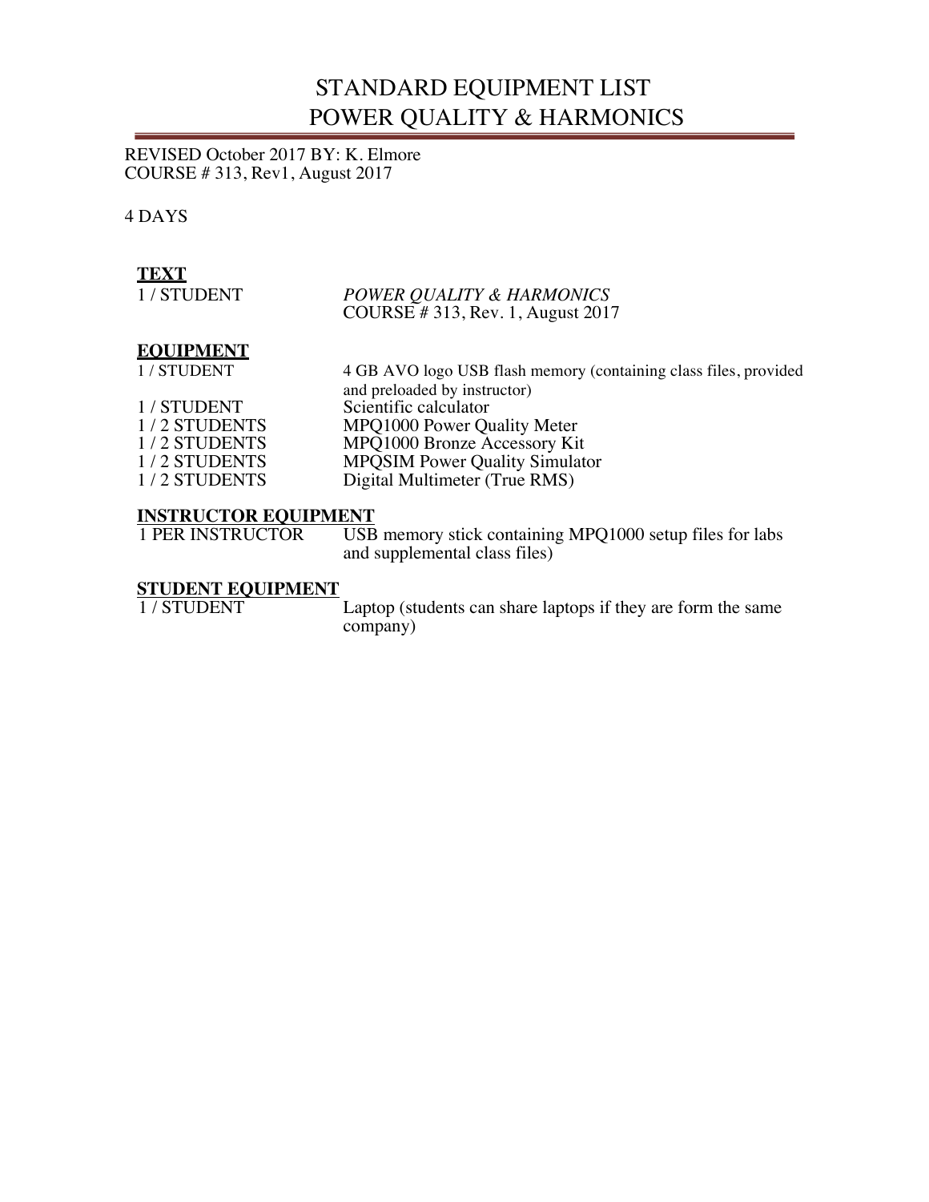# STANDARD EQUIPMENT LIST
# POWER QUALITY & HARMONICS

REVISED October 2017 BY: K. Elmore
COURSE # 313, Rev1, August 2017

4 DAYS

## TEXT

| | |
|---|---|
| 1 / STUDENT | *POWER QUALITY & HARMONICS* COURSE # 313, Rev. 1, August 2017 |

## EQUIPMENT

| | |
|---|---|
| 1 / STUDENT | 4 GB AVO logo USB flash memory (containing class files, provided and preloaded by instructor) |
| 1 / STUDENT | Scientific calculator |
| 1 / 2 STUDENTS | MPQ1000 Power Quality Meter |
| 1 / 2 STUDENTS | MPQ1000 Bronze Accessory Kit |
| 1 / 2 STUDENTS | MPQSIM Power Quality Simulator |
| 1 / 2 STUDENTS | Digital Multimeter (True RMS) |

## INSTRUCTOR EQUIPMENT

| | |
|---|---|
| 1 PER INSTRUCTOR | USB memory stick containing MPQ1000 setup files for labs and supplemental class files) |

## STUDENT EQUIPMENT

| | |
|---|---|
| 1 / STUDENT | Laptop (students can share laptops if they are form the same company) |